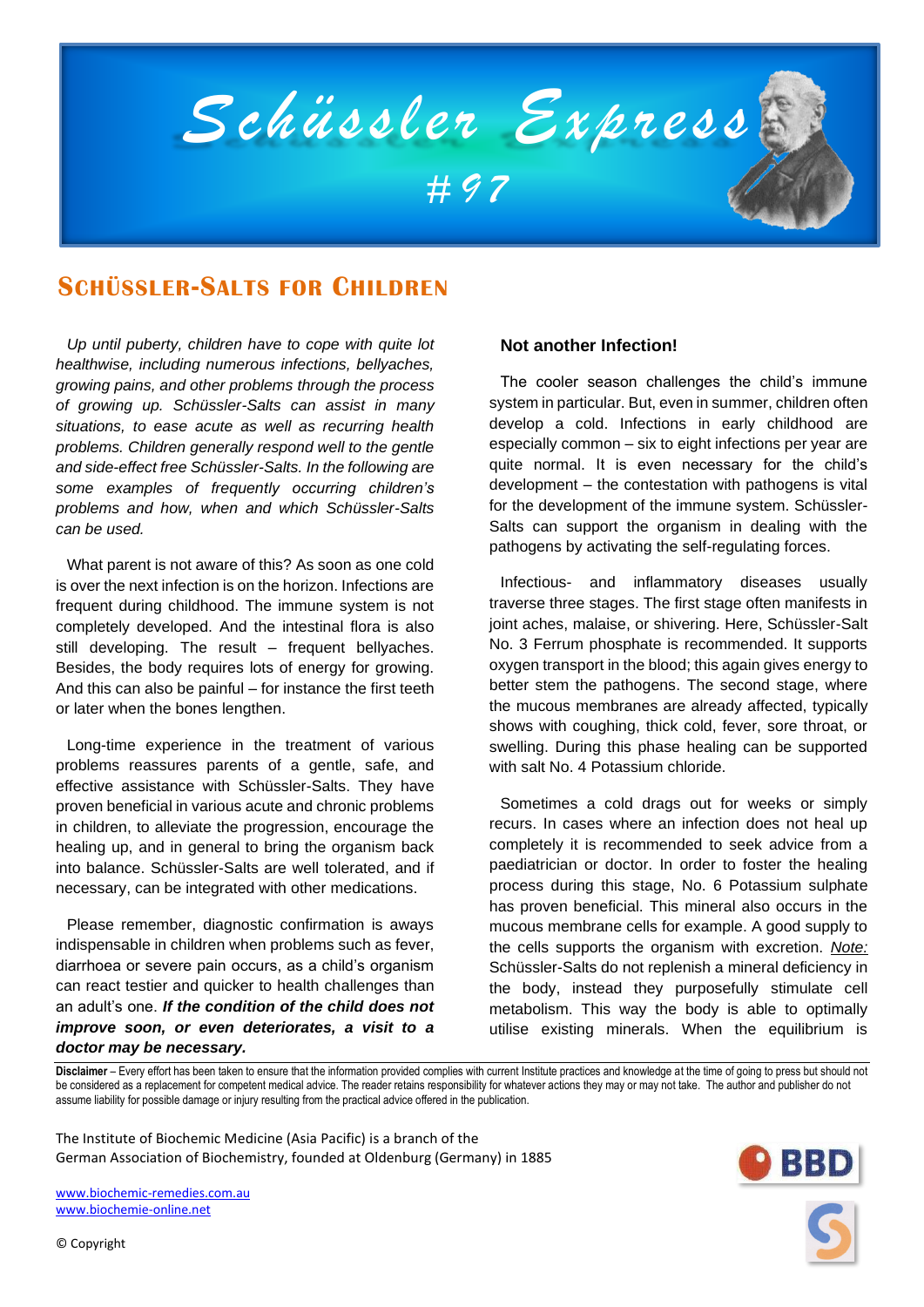// Schüssler Express #97

# Schüssler-Salts for Children

*Up until puberty, children have to cope with quite lot healthwise, including numerous infections, bellyaches, growing pains, and other problems through the process of growing up. Schüssler-Salts can assist in many situations, to ease acute as well as recurring health problems. Children generally respond well to the gentle and side-effect free Schüssler-Salts. In the following are some examples of frequently occurring children's problems and how, when and which Schüssler-Salts can be used.*

What parent is not aware of this? As soon as one cold is over the next infection is on the horizon. Infections are frequent during childhood. The immune system is not completely developed. And the intestinal flora is also still developing. The result – frequent bellyaches. Besides, the body requires lots of energy for growing. And this can also be painful – for instance the first teeth or later when the bones lengthen.

Long-time experience in the treatment of various problems reassures parents of a gentle, safe, and effective assistance with Schüssler-Salts. They have proven beneficial in various acute and chronic problems in children, to alleviate the progression, encourage the healing up, and in general to bring the organism back into balance. Schüssler-Salts are well tolerated, and if necessary, can be integrated with other medications.

Please remember, diagnostic confirmation is aways indispensable in children when problems such as fever, diarrhoea or severe pain occurs, as a child's organism can react testier and quicker to health challenges than an adult's one. ***If the condition of the child does not improve soon, or even deteriorates, a visit to a doctor may be necessary.***

### Not another Infection!

The cooler season challenges the child's immune system in particular. But, even in summer, children often develop a cold. Infections in early childhood are especially common – six to eight infections per year are quite normal. It is even necessary for the child's development – the contestation with pathogens is vital for the development of the immune system. Schüssler-Salts can support the organism in dealing with the pathogens by activating the self-regulating forces.

Infectious- and inflammatory diseases usually traverse three stages. The first stage often manifests in joint aches, malaise, or shivering. Here, Schüssler-Salt No. 3 Ferrum phosphate is recommended. It supports oxygen transport in the blood; this again gives energy to better stem the pathogens. The second stage, where the mucous membranes are already affected, typically shows with coughing, thick cold, fever, sore throat, or swelling. During this phase healing can be supported with salt No. 4 Potassium chloride.

Sometimes a cold drags out for weeks or simply recurs. In cases where an infection does not heal up completely it is recommended to seek advice from a paediatrician or doctor. In order to foster the healing process during this stage, No. 6 Potassium sulphate has proven beneficial. This mineral also occurs in the mucous membrane cells for example. A good supply to the cells supports the organism with excretion. *Note:* Schüssler-Salts do not replenish a mineral deficiency in the body, instead they purposefully stimulate cell metabolism. This way the body is able to optimally utilise existing minerals. When the equilibrium is

**Disclaimer** – Every effort has been taken to ensure that the information provided complies with current Institute practices and knowledge at the time of going to press but should not be considered as a replacement for competent medical advice. The reader retains responsibility for whatever actions they may or may not take. The author and publisher do not assume liability for possible damage or injury resulting from the practical advice offered in the publication.

The Institute of Biochemic Medicine (Asia Pacific) is a branch of the German Association of Biochemistry, founded at Oldenburg (Germany) in 1885

BBD

www.biochemic-remedies.com.au
www.biochemie-online.net

© Copyright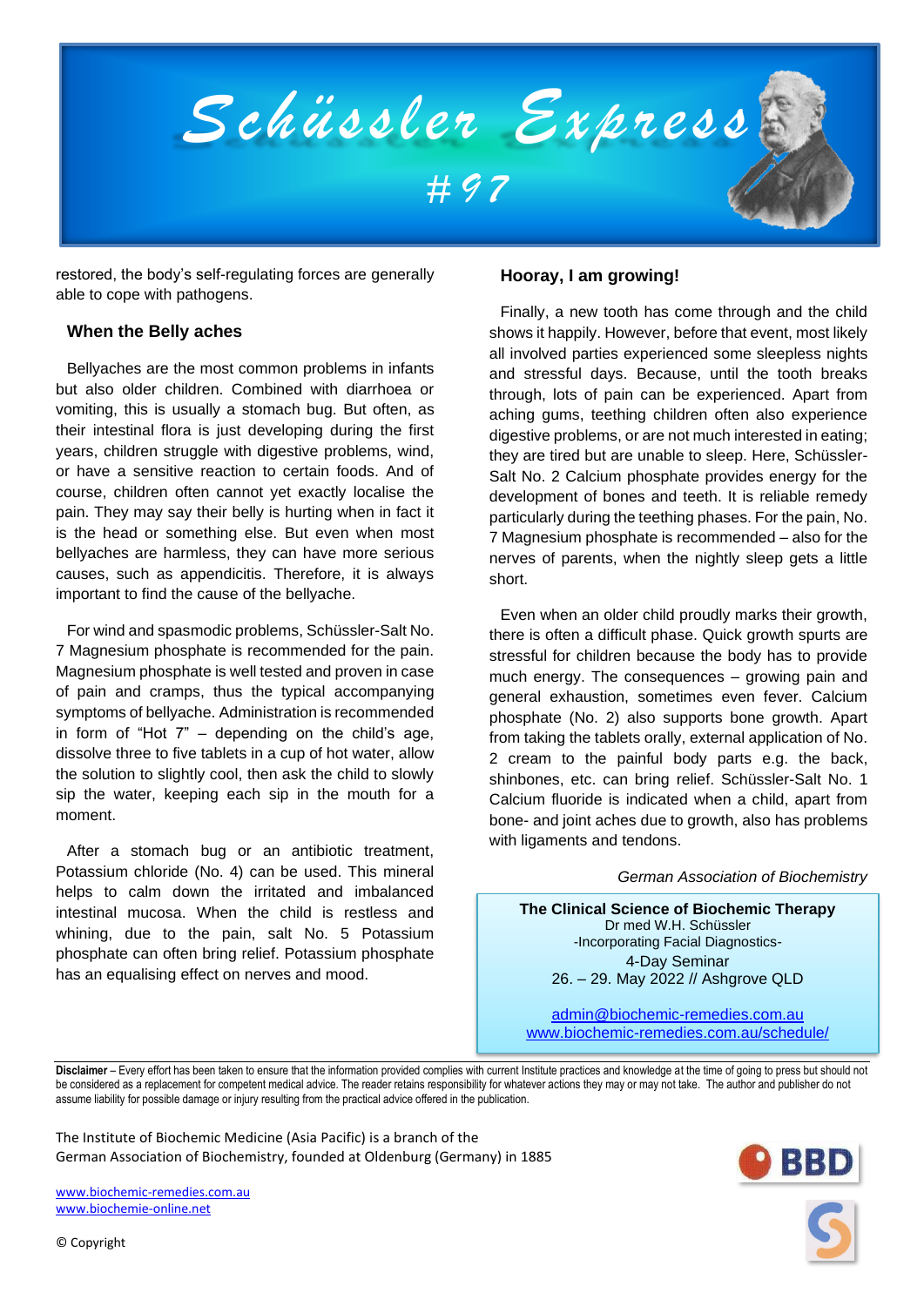restored, the body's self-regulating forces are generally able to cope with pathogens.

## When the Belly aches

Bellyaches are the most common problems in infants but also older children. Combined with diarrhoea or vomiting, this is usually a stomach bug. But often, as their intestinal flora is just developing during the first years, children struggle with digestive problems, wind, or have a sensitive reaction to certain foods. And of course, children often cannot yet exactly localise the pain. They may say their belly is hurting when in fact it is the head or something else. But even when most bellyaches are harmless, they can have more serious causes, such as appendicitis. Therefore, it is always important to find the cause of the bellyache.

For wind and spasmodic problems, Schüssler-Salt No. 7 Magnesium phosphate is recommended for the pain. Magnesium phosphate is well tested and proven in case of pain and cramps, thus the typical accompanying symptoms of bellyache. Administration is recommended in form of "Hot 7" – depending on the child's age, dissolve three to five tablets in a cup of hot water, allow the solution to slightly cool, then ask the child to slowly sip the water, keeping each sip in the mouth for a moment.

After a stomach bug or an antibiotic treatment, Potassium chloride (No. 4) can be used. This mineral helps to calm down the irritated and imbalanced intestinal mucosa. When the child is restless and whining, due to the pain, salt No. 5 Potassium phosphate can often bring relief. Potassium phosphate has an equalising effect on nerves and mood.

## Hooray, I am growing!

Finally, a new tooth has come through and the child shows it happily. However, before that event, most likely all involved parties experienced some sleepless nights and stressful days. Because, until the tooth breaks through, lots of pain can be experienced. Apart from aching gums, teething children often also experience digestive problems, or are not much interested in eating; they are tired but are unable to sleep. Here, Schüssler-Salt No. 2 Calcium phosphate provides energy for the development of bones and teeth. It is reliable remedy particularly during the teething phases. For the pain, No. 7 Magnesium phosphate is recommended – also for the nerves of parents, when the nightly sleep gets a little short.

Even when an older child proudly marks their growth, there is often a difficult phase. Quick growth spurts are stressful for children because the body has to provide much energy. The consequences – growing pain and general exhaustion, sometimes even fever. Calcium phosphate (No. 2) also supports bone growth. Apart from taking the tablets orally, external application of No. 2 cream to the painful body parts e.g. the back, shinbones, etc. can bring relief. Schüssler-Salt No. 1 Calcium fluoride is indicated when a child, apart from bone- and joint aches due to growth, also has problems with ligaments and tendons.

*German Association of Biochemistry*

**The Clinical Science of Biochemic Therapy**
Dr med W.H. Schüssler
-Incorporating Facial Diagnostics-
4-Day Seminar
26. – 29. May 2022 // Ashgrove QLD

admin@biochemic-remedies.com.au
www.biochemic-remedies.com.au/schedule/

**Disclaimer** – Every effort has been taken to ensure that the information provided complies with current Institute practices and knowledge at the time of going to press but should not be considered as a replacement for competent medical advice. The reader retains responsibility for whatever actions they may or may not take. The author and publisher do not assume liability for possible damage or injury resulting from the practical advice offered in the publication.

The Institute of Biochemic Medicine (Asia Pacific) is a branch of the German Association of Biochemistry, founded at Oldenburg (Germany) in 1885

www.biochemic-remedies.com.au
www.biochemie-online.net

© Copyright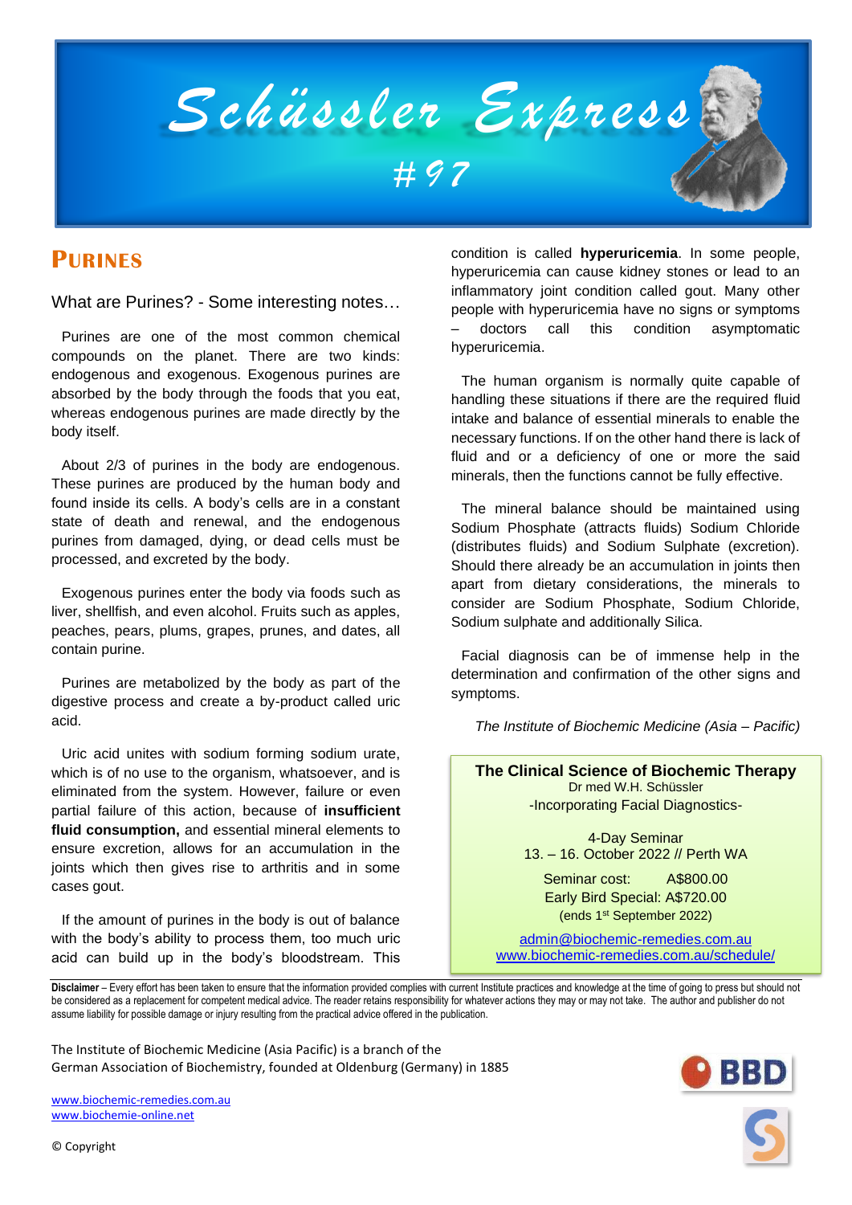# Schüssler Express

# 97

## PURINES

What are Purines? - Some interesting notes…

Purines are one of the most common chemical compounds on the planet. There are two kinds: endogenous and exogenous. Exogenous purines are absorbed by the body through the foods that you eat, whereas endogenous purines are made directly by the body itself.

About 2/3 of purines in the body are endogenous. These purines are produced by the human body and found inside its cells. A body's cells are in a constant state of death and renewal, and the endogenous purines from damaged, dying, or dead cells must be processed, and excreted by the body.

Exogenous purines enter the body via foods such as liver, shellfish, and even alcohol. Fruits such as apples, peaches, pears, plums, grapes, prunes, and dates, all contain purine.

Purines are metabolized by the body as part of the digestive process and create a by-product called uric acid.

Uric acid unites with sodium forming sodium urate, which is of no use to the organism, whatsoever, and is eliminated from the system. However, failure or even partial failure of this action, because of **insufficient fluid consumption,** and essential mineral elements to ensure excretion, allows for an accumulation in the joints which then gives rise to arthritis and in some cases gout.

If the amount of purines in the body is out of balance with the body's ability to process them, too much uric acid can build up in the body's bloodstream. This condition is called **hyperuricemia**. In some people, hyperuricemia can cause kidney stones or lead to an inflammatory joint condition called gout. Many other people with hyperuricemia have no signs or symptoms – doctors call this condition asymptomatic hyperuricemia.

The human organism is normally quite capable of handling these situations if there are the required fluid intake and balance of essential minerals to enable the necessary functions. If on the other hand there is lack of fluid and or a deficiency of one or more the said minerals, then the functions cannot be fully effective.

The mineral balance should be maintained using Sodium Phosphate (attracts fluids) Sodium Chloride (distributes fluids) and Sodium Sulphate (excretion). Should there already be an accumulation in joints then apart from dietary considerations, the minerals to consider are Sodium Phosphate, Sodium Chloride, Sodium sulphate and additionally Silica.

Facial diagnosis can be of immense help in the determination and confirmation of the other signs and symptoms.

*The Institute of Biochemic Medicine (Asia – Pacific)*

**The Clinical Science of Biochemic Therapy**
Dr med W.H. Schüssler
-Incorporating Facial Diagnostics-

4-Day Seminar
13. – 16. October 2022 // Perth WA

Seminar cost: A$800.00
Early Bird Special: A$720.00
(ends 1st September 2022)

admin@biochemic-remedies.com.au
www.biochemic-remedies.com.au/schedule/

**Disclaimer** – Every effort has been taken to ensure that the information provided complies with current Institute practices and knowledge at the time of going to press but should not be considered as a replacement for competent medical advice. The reader retains responsibility for whatever actions they may or may not take. The author and publisher do not assume liability for possible damage or injury resulting from the practical advice offered in the publication.

The Institute of Biochemic Medicine (Asia Pacific) is a branch of the German Association of Biochemistry, founded at Oldenburg (Germany) in 1885

BBD

www.biochemic-remedies.com.au
www.biochemie-online.net

© Copyright